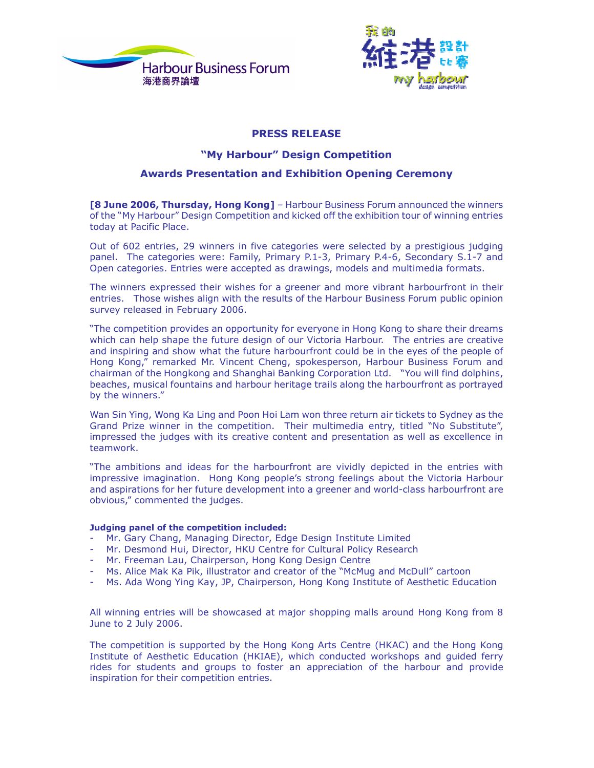Harbour Business Forum
海港商界論壇

我的維港設計比賽
my harbour design competition

# PRESS RELEASE

## "My Harbour" Design Competition

## Awards Presentation and Exhibition Opening Ceremony

**[8 June 2006, Thursday, Hong Kong]** – Harbour Business Forum announced the winners of the "My Harbour" Design Competition and kicked off the exhibition tour of winning entries today at Pacific Place.

Out of 602 entries, 29 winners in five categories were selected by a prestigious judging panel. The categories were: Family, Primary P.1-3, Primary P.4-6, Secondary S.1-7 and Open categories. Entries were accepted as drawings, models and multimedia formats.

The winners expressed their wishes for a greener and more vibrant harbourfront in their entries. Those wishes align with the results of the Harbour Business Forum public opinion survey released in February 2006.

"The competition provides an opportunity for everyone in Hong Kong to share their dreams which can help shape the future design of our Victoria Harbour. The entries are creative and inspiring and show what the future harbourfront could be in the eyes of the people of Hong Kong," remarked Mr. Vincent Cheng, spokesperson, Harbour Business Forum and chairman of the Hongkong and Shanghai Banking Corporation Ltd. "You will find dolphins, beaches, musical fountains and harbour heritage trails along the harbourfront as portrayed by the winners."

Wan Sin Ying, Wong Ka Ling and Poon Hoi Lam won three return air tickets to Sydney as the Grand Prize winner in the competition. Their multimedia entry, titled "No Substitute", impressed the judges with its creative content and presentation as well as excellence in teamwork.

"The ambitions and ideas for the harbourfront are vividly depicted in the entries with impressive imagination. Hong Kong people's strong feelings about the Victoria Harbour and aspirations for her future development into a greener and world-class harbourfront are obvious," commented the judges.

**Judging panel of the competition included:**

- Mr. Gary Chang, Managing Director, Edge Design Institute Limited
- Mr. Desmond Hui, Director, HKU Centre for Cultural Policy Research
- Mr. Freeman Lau, Chairperson, Hong Kong Design Centre
- Ms. Alice Mak Ka Pik, illustrator and creator of the "McMug and McDull" cartoon
- Ms. Ada Wong Ying Kay, JP, Chairperson, Hong Kong Institute of Aesthetic Education

All winning entries will be showcased at major shopping malls around Hong Kong from 8 June to 2 July 2006.

The competition is supported by the Hong Kong Arts Centre (HKAC) and the Hong Kong Institute of Aesthetic Education (HKIAE), which conducted workshops and guided ferry rides for students and groups to foster an appreciation of the harbour and provide inspiration for their competition entries.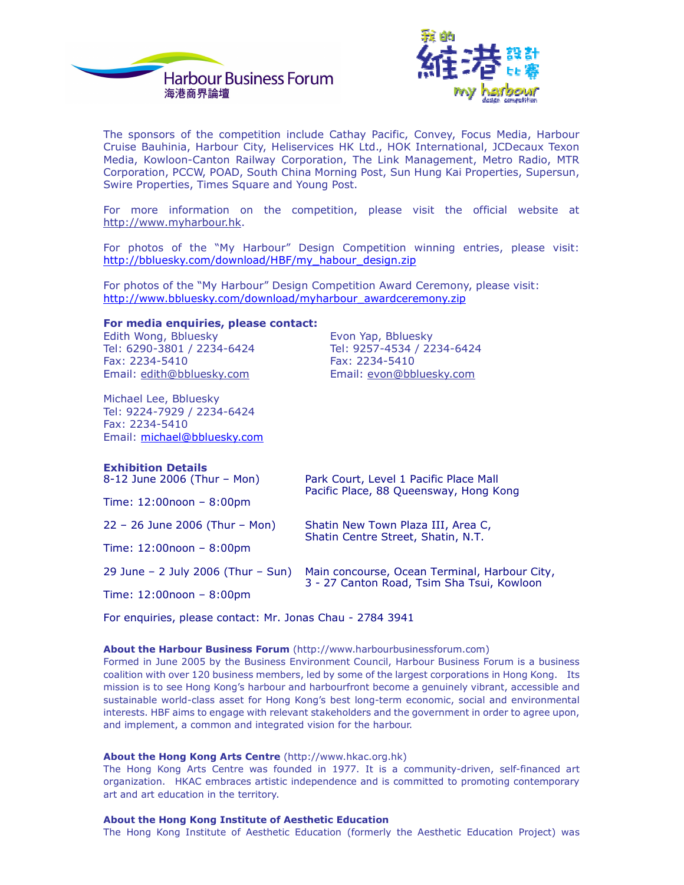The sponsors of the competition include Cathay Pacific, Convey, Focus Media, Harbour Cruise Bauhinia, Harbour City, Heliservices HK Ltd., HOK International, JCDecaux Texon Media, Kowloon-Canton Railway Corporation, The Link Management, Metro Radio, MTR Corporation, PCCW, POAD, South China Morning Post, Sun Hung Kai Properties, Supersun, Swire Properties, Times Square and Young Post.

For more information on the competition, please visit the official website at http://www.myharbour.hk.

For photos of the "My Harbour" Design Competition winning entries, please visit: http://bbluesky.com/download/HBF/my_habour_design.zip

For photos of the "My Harbour" Design Competition Award Ceremony, please visit: http://www.bbluesky.com/download/myharbour_awardceremony.zip

**For media enquiries, please contact:**

Edith Wong, Bbluesky
Tel: 6290-3801 / 2234-6424
Fax: 2234-5410
Email: edith@bbluesky.com

Evon Yap, Bbluesky
Tel: 9257-4534 / 2234-6424
Fax: 2234-5410
Email: evon@bbluesky.com

Michael Lee, Bbluesky
Tel: 9224-7929 / 2234-6424
Fax: 2234-5410
Email: michael@bbluesky.com

**Exhibition Details**

8-12 June 2006 (Thur – Mon)
Time: 12:00noon – 8:00pm
Park Court, Level 1 Pacific Place Mall
Pacific Place, 88 Queensway, Hong Kong

22 – 26 June 2006 (Thur – Mon)
Time: 12:00noon – 8:00pm
Shatin New Town Plaza III, Area C,
Shatin Centre Street, Shatin, N.T.

29 June – 2 July 2006 (Thur – Sun)
Time: 12:00noon – 8:00pm
Main concourse, Ocean Terminal, Harbour City,
3 - 27 Canton Road, Tsim Sha Tsui, Kowloon

For enquiries, please contact: Mr. Jonas Chau - 2784 3941

**About the Harbour Business Forum** (http://www.harbourbusinessforum.com)
Formed in June 2005 by the Business Environment Council, Harbour Business Forum is a business coalition with over 120 business members, led by some of the largest corporations in Hong Kong. Its mission is to see Hong Kong's harbour and harbourfront become a genuinely vibrant, accessible and sustainable world-class asset for Hong Kong's best long-term economic, social and environmental interests. HBF aims to engage with relevant stakeholders and the government in order to agree upon, and implement, a common and integrated vision for the harbour.

**About the Hong Kong Arts Centre** (http://www.hkac.org.hk)
The Hong Kong Arts Centre was founded in 1977. It is a community-driven, self-financed art organization. HKAC embraces artistic independence and is committed to promoting contemporary art and art education in the territory.

**About the Hong Kong Institute of Aesthetic Education**
The Hong Kong Institute of Aesthetic Education (formerly the Aesthetic Education Project) was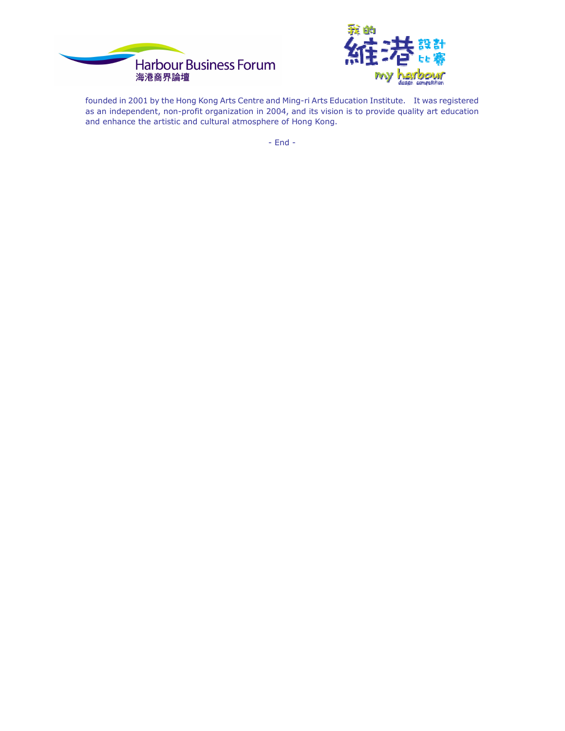founded in 2001 by the Hong Kong Arts Centre and Ming-ri Arts Education Institute. It was registered as an independent, non-profit organization in 2004, and its vision is to provide quality art education and enhance the artistic and cultural atmosphere of Hong Kong.

- End -